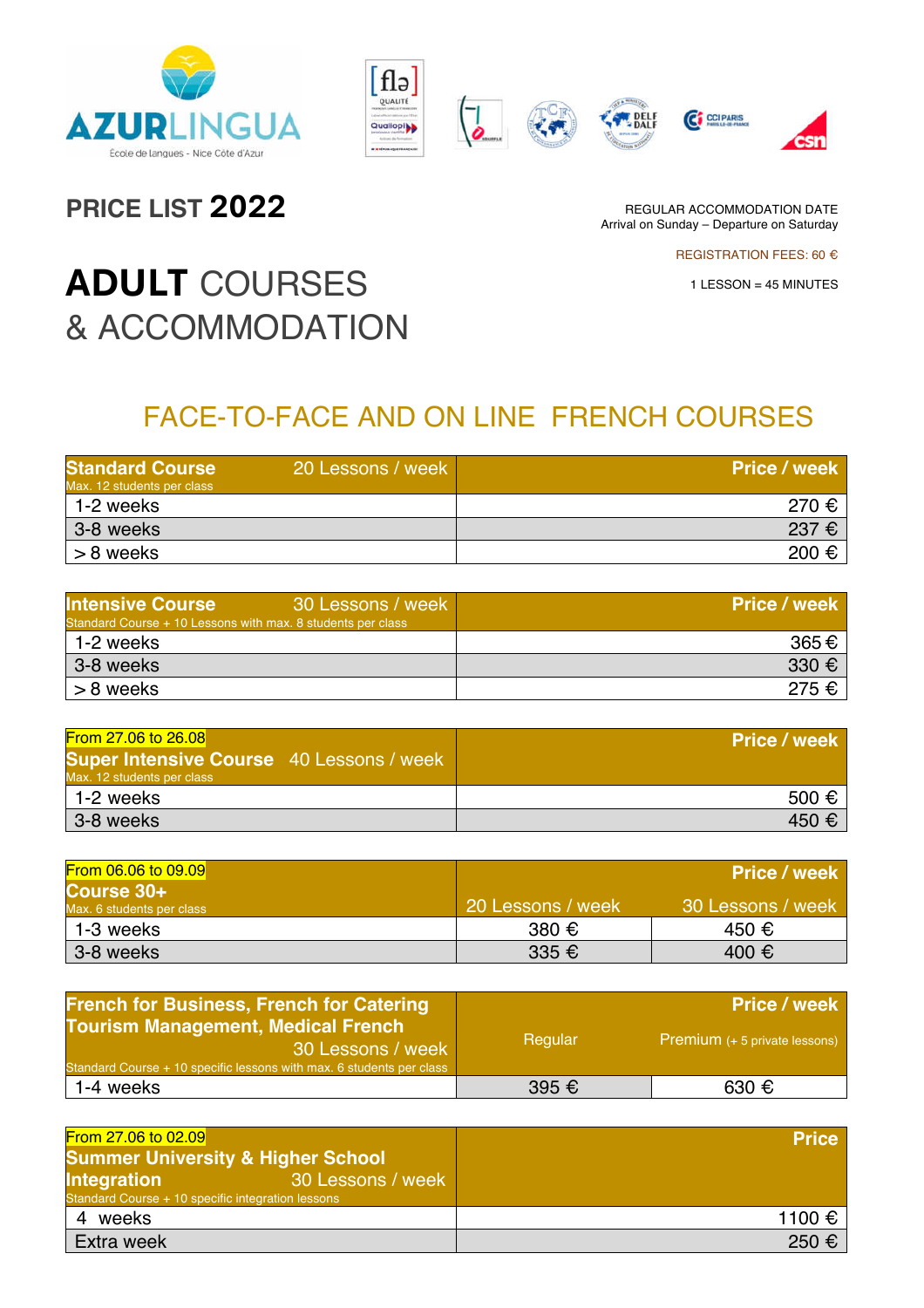AZURLINGUA
École de langues - Nice Côte d'Azur

## PRICE LIST 2022

REGULAR ACCOMMODATION DATE
Arrival on Sunday – Departure on Saturday

REGISTRATION FEES: 60 €

1 LESSON = 45 MINUTES

# ADULT COURSES & ACCOMMODATION

## FACE-TO-FACE AND ON LINE FRENCH COURSES

| **Standard Course** 20 Lessons / week<br>Max. 12 students per class | **Price / week** |
|---|---|
| 1-2 weeks | 270 € |
| 3-8 weeks | 237 € |
| > 8 weeks | 200 € |

| **Intensive Course** 30 Lessons / week<br>Standard Course + 10 Lessons with max. 8 students per class | **Price / week** |
|---|---|
| 1-2 weeks | 365 € |
| 3-8 weeks | 330 € |
| > 8 weeks | 275 € |

| From 27.06 to 26.08<br>**Super Intensive Course** 40 Lessons / week<br>Max. 12 students per class | **Price / week** |
|---|---|
| 1-2 weeks | 500 € |
| 3-8 weeks | 450 € |

| From 06.06 to 09.09<br>**Course 30+**<br>Max. 6 students per class | **Price / week** | |
|---|---|---|
| | 20 Lessons / week | 30 Lessons / week |
| 1-3 weeks | 380 € | 450 € |
| 3-8 weeks | 335 € | 400 € |

| **French for Business, French for Catering Tourism Management, Medical French** 30 Lessons / week<br>Standard Course + 10 specific lessons with max. 6 students per class | **Price / week** | |
|---|---|---|
| | Regular | Premium (+ 5 private lessons) |
| 1-4 weeks | 395 € | 630 € |

| From 27.06 to 02.09<br>**Summer University & Higher School Integration** 30 Lessons / week<br>Standard Course + 10 specific integration lessons | **Price** |
|---|---|
| 4 weeks | 1100 € |
| Extra week | 250 € |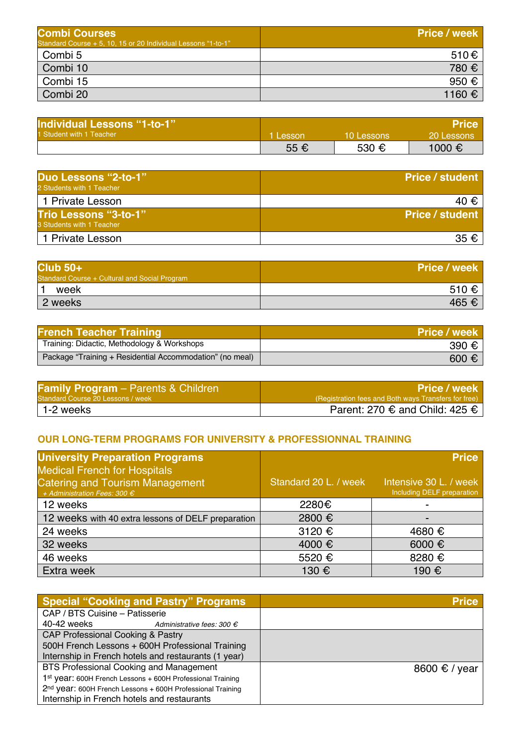| **Combi Courses**<br>Standard Course + 5, 10, 15 or 20 Individual Lessons "1-to-1" | **Price / week** |
|---|---|
| Combi 5 | 510 € |
| Combi 10 | 780 € |
| Combi 15 | 950 € |
| Combi 20 | 1160 € |

| **Individual Lessons "1-to-1"**<br>1 Student with 1 Teacher | 1 Lesson | 10 Lessons | **Price**<br>20 Lessons |
|---|---|---|---|
| | 55 € | 530 € | 1000 € |

| **Duo Lessons "2-to-1"**<br>2 Students with 1 Teacher | **Price / student** |
|---|---|
| 1 Private Lesson | 40 € |
| **Trio Lessons "3-to-1"**<br>3 Students with 1 Teacher | **Price / student** |
| 1 Private Lesson | 35 € |

| **Club 50+**<br>Standard Course + Cultural and Social Program | **Price / week** |
|---|---|
| 1 week | 510 € |
| 2 weeks | 465 € |

| **French Teacher Training** | **Price / week** |
|---|---|
| Training: Didactic, Methodology & Workshops | 390 € |
| Package "Training + Residential Accommodation" (no meal) | 600 € |

| **Family Program** – Parents & Children<br>Standard Course 20 Lessons / week | **Price / week**<br>(Registration fees and Both ways Transfers for free) |
|---|---|
| 1-2 weeks | Parent: 270 € and Child: 425 € |

## OUR LONG-TERM PROGRAMS FOR UNIVERSITY & PROFESSIONNAL TRAINING

| **University Preparation Programs**<br>Medical French for Hospitals<br>Catering and Tourism Management<br>*+ Administration Fees: 300 €* | Standard 20 L. / week | **Price**<br>Intensive 30 L. / week<br>Including DELF preparation |
|---|---|---|
| 12 weeks | 2280€ | - |
| 12 weeks with 40 extra lessons of DELF preparation | 2800 € | - |
| 24 weeks | 3120 € | 4680 € |
| 32 weeks | 4000 € | 6000 € |
| 46 weeks | 5520 € | 8280 € |
| Extra week | 130 € | 190 € |

| **Special "Cooking and Pastry" Programs** | **Price** |
|---|---|
| CAP / BTS Cuisine – Patisserie<br>40-42 weeks *Administrative fees: 300 €* | |
| CAP Professional Cooking & Pastry<br>500H French Lessons + 600H Professional Training<br>Internship in French hotels and restaurants (1 year) | |
| BTS Professional Cooking and Management<br>1st year: 600H French Lessons + 600H Professional Training<br>2nd year: 600H French Lessons + 600H Professional Training<br>Internship in French hotels and restaurants | 8600 € / year |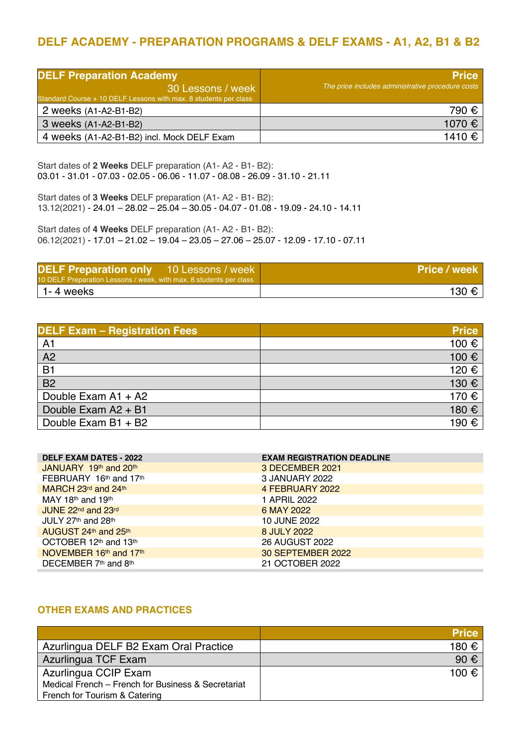## DELF ACADEMY - PREPARATION PROGRAMS & DELF EXAMS - A1, A2, B1 & B2

| **DELF Preparation Academy** 30 Lessons / week<br>Standard Course + 10 DELF Lessons with max. 8 students per class | **Price**<br>*The price includes administrative procedure costs* |
|---|---|
| 2 weeks (A1-A2-B1-B2) | 790 € |
| 3 weeks (A1-A2-B1-B2) | 1070 € |
| 4 weeks (A1-A2-B1-B2) incl. Mock DELF Exam | 1410 € |

Start dates of **2 Weeks** DELF preparation (A1- A2 - B1- B2):
03.01 - 31.01 - 07.03 - 02.05 - 06.06 - 11.07 - 08.08 - 26.09 - 31.10 - 21.11

Start dates of **3 Weeks** DELF preparation (A1- A2 - B1- B2):
13.12(2021) - 24.01 – 28.02 – 25.04 – 30.05 - 04.07 - 01.08 - 19.09 - 24.10 - 14.11

Start dates of **4 Weeks** DELF preparation (A1- A2 - B1- B2):
06.12(2021) - 17.01 – 21.02 – 19.04 – 23.05 – 27.06 – 25.07 - 12.09 - 17.10 - 07.11

| **DELF Preparation only** 10 Lessons / week<br>10 DELF Preparation Lessons / week, with max. 8 students per class | **Price / week** |
|---|---|
| 1- 4 weeks | 130 € |

| **DELF Exam – Registration Fees** | **Price** |
|---|---|
| A1 | 100 € |
| A2 | 100 € |
| B1 | 120 € |
| B2 | 130 € |
| Double Exam A1 + A2 | 170 € |
| Double Exam A2 + B1 | 180 € |
| Double Exam B1 + B2 | 190 € |

| **DELF EXAM DATES - 2022** | **EXAM REGISTRATION DEADLINE** |
|---|---|
| JANUARY 19th and 20th | 3 DECEMBER 2021 |
| FEBRUARY 16th and 17th | 3 JANUARY 2022 |
| MARCH 23rd and 24th | 4 FEBRUARY 2022 |
| MAY 18th and 19th | 1 APRIL 2022 |
| JUNE 22nd and 23rd | 6 MAY 2022 |
| JULY 27th and 28th | 10 JUNE 2022 |
| AUGUST 24th and 25th | 8 JULY 2022 |
| OCTOBER 12th and 13th | 26 AUGUST 2022 |
| NOVEMBER 16th and 17th | 30 SEPTEMBER 2022 |
| DECEMBER 7th and 8th | 21 OCTOBER 2022 |

### OTHER EXAMS AND PRACTICES

| | **Price** |
|---|---|
| Azurlingua DELF B2 Exam Oral Practice | 180 € |
| Azurlingua TCF Exam | 90 € |
| Azurlingua CCIP Exam<br>Medical French – French for Business & Secretariat<br>French for Tourism & Catering | 100 € |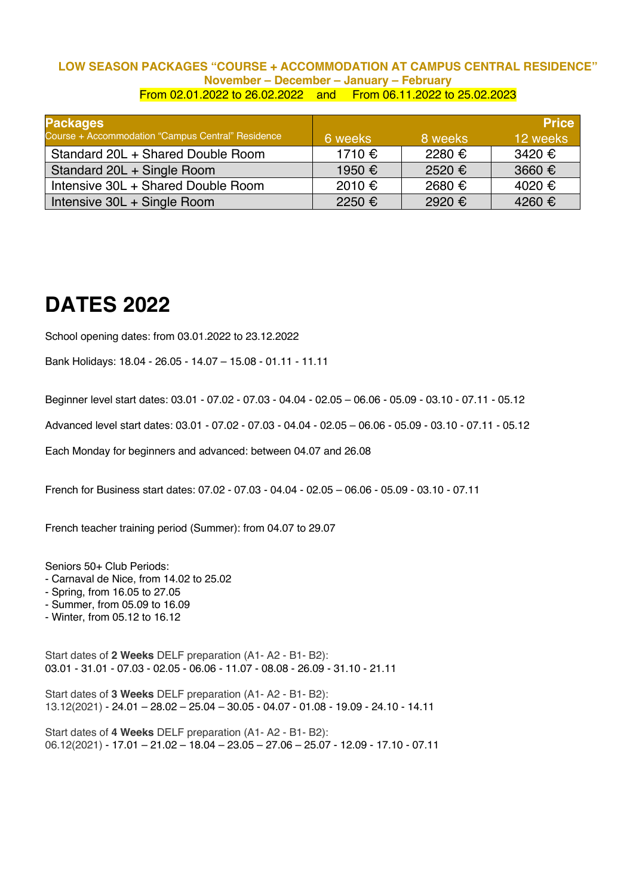**LOW SEASON PACKAGES "COURSE + ACCOMMODATION AT CAMPUS CENTRAL RESIDENCE"**
**November – December – January – February**
From 02.01.2022 to 26.02.2022 and From 06.11.2022 to 25.02.2023

| **Packages** Course + Accommodation "Campus Central" Residence | **Price** | | |
|---|---|---|---|
| | 6 weeks | 8 weeks | 12 weeks |
| Standard 20L + Shared Double Room | 1710 € | 2280 € | 3420 € |
| Standard 20L + Single Room | 1950 € | 2520 € | 3660 € |
| Intensive 30L + Shared Double Room | 2010 € | 2680 € | 4020 € |
| Intensive 30L + Single Room | 2250 € | 2920 € | 4260 € |

# DATES 2022

School opening dates: from 03.01.2022 to 23.12.2022

Bank Holidays: 18.04 - 26.05 - 14.07 – 15.08 - 01.11 - 11.11

Beginner level start dates: 03.01 - 07.02 - 07.03 - 04.04 - 02.05 – 06.06 - 05.09 - 03.10 - 07.11 - 05.12

Advanced level start dates: 03.01 - 07.02 - 07.03 - 04.04 - 02.05 – 06.06 - 05.09 - 03.10 - 07.11 - 05.12

Each Monday for beginners and advanced: between 04.07 and 26.08

French for Business start dates: 07.02 - 07.03 - 04.04 - 02.05 – 06.06 - 05.09 - 03.10 - 07.11

French teacher training period (Summer): from 04.07 to 29.07

Seniors 50+ Club Periods:
- Carnaval de Nice, from 14.02 to 25.02
- Spring, from 16.05 to 27.05
- Summer, from 05.09 to 16.09
- Winter, from 05.12 to 16.12

Start dates of **2 Weeks** DELF preparation (A1- A2 - B1- B2):
03.01 - 31.01 - 07.03 - 02.05 - 06.06 - 11.07 - 08.08 - 26.09 - 31.10 - 21.11

Start dates of **3 Weeks** DELF preparation (A1- A2 - B1- B2):
13.12(2021) - 24.01 – 28.02 – 25.04 – 30.05 - 04.07 - 01.08 - 19.09 - 24.10 - 14.11

Start dates of **4 Weeks** DELF preparation (A1- A2 - B1- B2):
06.12(2021) - 17.01 – 21.02 – 18.04 – 23.05 – 27.06 – 25.07 - 12.09 - 17.10 - 07.11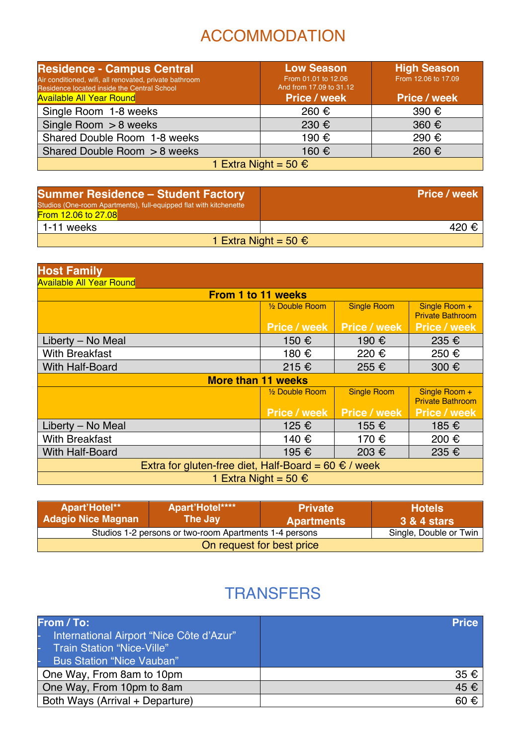# ACCOMMODATION

| **Residence - Campus Central**<br>Air conditioned, wifi, all renovated, private bathroom<br>Residence located inside the Central School<br>Available All Year Round | **Low Season**<br>From 01.01 to 12.06<br>And from 17.09 to 31.12<br>**Price / week** | **High Season**<br>From 12.06 to 17.09<br>**Price / week** |
|---|---|---|
| Single Room 1-8 weeks | 260 € | 390 € |
| Single Room > 8 weeks | 230 € | 360 € |
| Shared Double Room 1-8 weeks | 190 € | 290 € |
| Shared Double Room > 8 weeks | 160 € | 260 € |
| 1 Extra Night = 50 € | | |

| **Summer Residence – Student Factory**<br>Studios (One-room Apartments), full-equipped flat with kitchenette<br>From 12.06 to 27.08 | **Price / week** |
|---|---|
| 1-11 weeks | 420 € |
| 1 Extra Night = 50 € | |

| **Host Family**<br>Available All Year Round | | | |
|---|---|---|---|
| **From 1 to 11 weeks** | | | |
| | ½ Double Room<br>**Price / week** | Single Room<br>**Price / week** | Single Room + Private Bathroom<br>**Price / week** |
| Liberty – No Meal | 150 € | 190 € | 235 € |
| With Breakfast | 180 € | 220 € | 250 € |
| With Half-Board | 215 € | 255 € | 300 € |
| **More than 11 weeks** | | | |
| | ½ Double Room<br>**Price / week** | Single Room<br>**Price / week** | Single Room + Private Bathroom<br>**Price / week** |
| Liberty – No Meal | 125 € | 155 € | 185 € |
| With Breakfast | 140 € | 170 € | 200 € |
| With Half-Board | 195 € | 203 € | 235 € |
| Extra for gluten-free diet, Half-Board = 60 € / week | | | |
| 1 Extra Night = 50 € | | | |

| **Apart'Hotel\*\*<br>Adagio Nice Magnan** | **Apart'Hotel\*\*\*\*<br>The Jay** | **Private Apartments** | **Hotels<br>3 & 4 stars** |
|---|---|---|---|
| Studios 1-2 persons or two-room Apartments 1-4 persons | | | Single, Double or Twin |
| On request for best price | | | |

# TRANSFERS

| **From / To:**<br>- International Airport "Nice Côte d'Azur"<br>- Train Station "Nice-Ville"<br>- Bus Station "Nice Vauban" | **Price** |
|---|---|
| One Way, From 8am to 10pm | 35 € |
| One Way, From 10pm to 8am | 45 € |
| Both Ways (Arrival + Departure) | 60 € |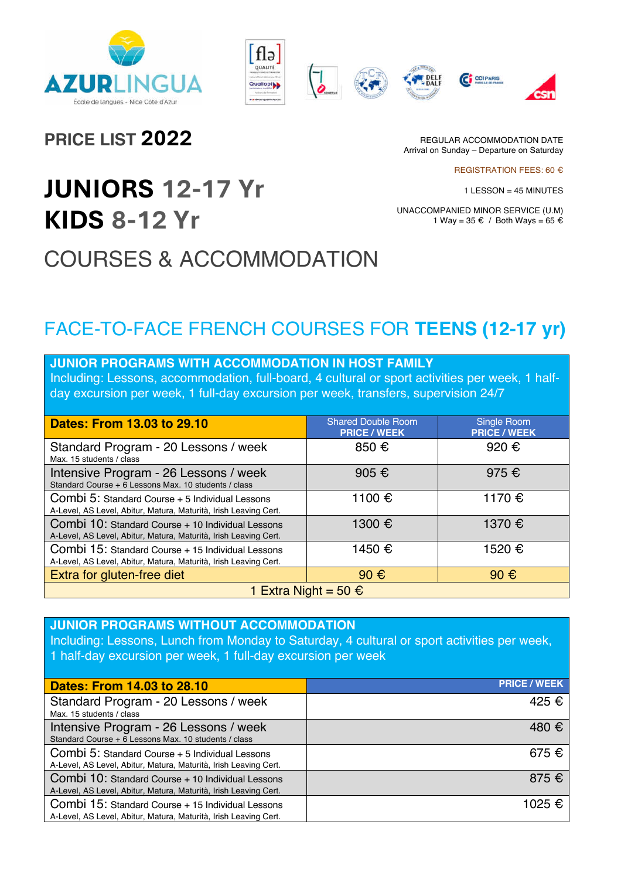AZURLINGUA
École de langues - Nice Côte d'Azur

## PRICE LIST 2022

REGULAR ACCOMMODATION DATE
Arrival on Sunday – Departure on Saturday

REGISTRATION FEES: 60 €

1 LESSON = 45 MINUTES

UNACCOMPANIED MINOR SERVICE (U.M)
1 Way = 35 € / Both Ways = 65 €

# JUNIORS 12-17 Yr
# KIDS 8-12 Yr

# COURSES & ACCOMMODATION

## FACE-TO-FACE FRENCH COURSES FOR **TEENS (12-17 yr)**

### JUNIOR PROGRAMS WITH ACCOMMODATION IN HOST FAMILY

Including: Lessons, accommodation, full-board, 4 cultural or sport activities per week, 1 half-day excursion per week, 1 full-day excursion per week, transfers, supervision 24/7

| Dates: From 13.03 to 29.10 | Shared Double Room PRICE / WEEK | Single Room PRICE / WEEK |
|---|---|---|
| Standard Program - 20 Lessons / week<br>Max. 15 students / class | 850 € | 920 € |
| Intensive Program - 26 Lessons / week<br>Standard Course + 6 Lessons Max. 10 students / class | 905 € | 975 € |
| Combi 5: Standard Course + 5 Individual Lessons<br>A-Level, AS Level, Abitur, Matura, Maturità, Irish Leaving Cert. | 1100 € | 1170 € |
| Combi 10: Standard Course + 10 Individual Lessons<br>A-Level, AS Level, Abitur, Matura, Maturità, Irish Leaving Cert. | 1300 € | 1370 € |
| Combi 15: Standard Course + 15 Individual Lessons<br>A-Level, AS Level, Abitur, Matura, Maturità, Irish Leaving Cert. | 1450 € | 1520 € |
| Extra for gluten-free diet | 90 € | 90 € |
| 1 Extra Night = 50 € | | |

### JUNIOR PROGRAMS WITHOUT ACCOMMODATION

Including: Lessons, Lunch from Monday to Saturday, 4 cultural or sport activities per week, 1 half-day excursion per week, 1 full-day excursion per week

| Dates: From 14.03 to 28.10 | PRICE / WEEK |
|---|---|
| Standard Program - 20 Lessons / week<br>Max. 15 students / class | 425 € |
| Intensive Program - 26 Lessons / week<br>Standard Course + 6 Lessons Max. 10 students / class | 480 € |
| Combi 5: Standard Course + 5 Individual Lessons<br>A-Level, AS Level, Abitur, Matura, Maturità, Irish Leaving Cert. | 675 € |
| Combi 10: Standard Course + 10 Individual Lessons<br>A-Level, AS Level, Abitur, Matura, Maturità, Irish Leaving Cert. | 875 € |
| Combi 15: Standard Course + 15 Individual Lessons<br>A-Level, AS Level, Abitur, Matura, Maturità, Irish Leaving Cert. | 1025 € |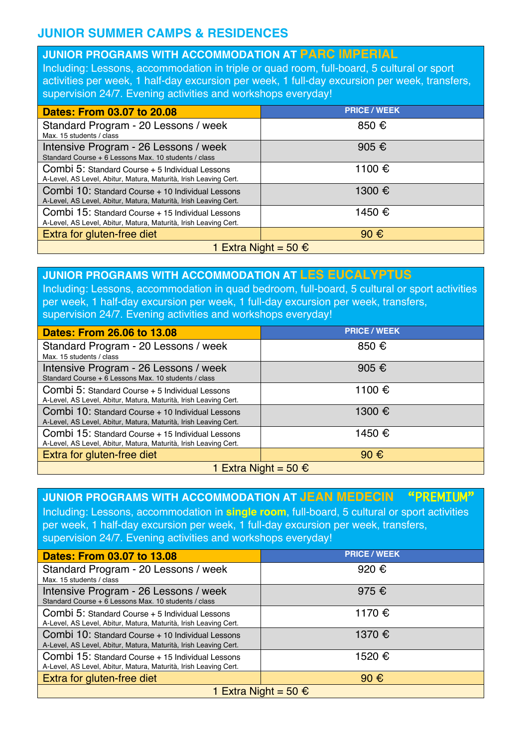## JUNIOR SUMMER CAMPS & RESIDENCES

### JUNIOR PROGRAMS WITH ACCOMMODATION AT PARC IMPERIAL

Including: Lessons, accommodation in triple or quad room, full-board, 5 cultural or sport activities per week, 1 half-day excursion per week, 1 full-day excursion per week, transfers, supervision 24/7. Evening activities and workshops everyday!

| **Dates: From 03.07 to 20.08** | **PRICE / WEEK** |
|---|---|
| Standard Program - 20 Lessons / week<br>Max. 15 students / class | 850 € |
| Intensive Program - 26 Lessons / week<br>Standard Course + 6 Lessons Max. 10 students / class | 905 € |
| Combi 5: Standard Course + 5 Individual Lessons<br>A-Level, AS Level, Abitur, Matura, Maturità, Irish Leaving Cert. | 1100 € |
| Combi 10: Standard Course + 10 Individual Lessons<br>A-Level, AS Level, Abitur, Matura, Maturità, Irish Leaving Cert. | 1300 € |
| Combi 15: Standard Course + 15 Individual Lessons<br>A-Level, AS Level, Abitur, Matura, Maturità, Irish Leaving Cert. | 1450 € |
| Extra for gluten-free diet | 90 € |
| 1 Extra Night = 50 € | |

### JUNIOR PROGRAMS WITH ACCOMMODATION AT LES EUCALYPTUS

Including: Lessons, accommodation in quad bedroom, full-board, 5 cultural or sport activities per week, 1 half-day excursion per week, 1 full-day excursion per week, transfers, supervision 24/7. Evening activities and workshops everyday!

| **Dates: From 26.06 to 13.08** | **PRICE / WEEK** |
|---|---|
| Standard Program - 20 Lessons / week<br>Max. 15 students / class | 850 € |
| Intensive Program - 26 Lessons / week<br>Standard Course + 6 Lessons Max. 10 students / class | 905 € |
| Combi 5: Standard Course + 5 Individual Lessons<br>A-Level, AS Level, Abitur, Matura, Maturità, Irish Leaving Cert. | 1100 € |
| Combi 10: Standard Course + 10 Individual Lessons<br>A-Level, AS Level, Abitur, Matura, Maturità, Irish Leaving Cert. | 1300 € |
| Combi 15: Standard Course + 15 Individual Lessons<br>A-Level, AS Level, Abitur, Matura, Maturità, Irish Leaving Cert. | 1450 € |
| Extra for gluten-free diet | 90 € |
| 1 Extra Night = 50 € | |

### JUNIOR PROGRAMS WITH ACCOMMODATION AT JEAN MEDECIN "PREMIUM"

Including: Lessons, accommodation in **single room**, full-board, 5 cultural or sport activities per week, 1 half-day excursion per week, 1 full-day excursion per week, transfers, supervision 24/7. Evening activities and workshops everyday!

| **Dates: From 03.07 to 13.08** | **PRICE / WEEK** |
|---|---|
| Standard Program - 20 Lessons / week<br>Max. 15 students / class | 920 € |
| Intensive Program - 26 Lessons / week<br>Standard Course + 6 Lessons Max. 10 students / class | 975 € |
| Combi 5: Standard Course + 5 Individual Lessons<br>A-Level, AS Level, Abitur, Matura, Maturità, Irish Leaving Cert. | 1170 € |
| Combi 10: Standard Course + 10 Individual Lessons<br>A-Level, AS Level, Abitur, Matura, Maturità, Irish Leaving Cert. | 1370 € |
| Combi 15: Standard Course + 15 Individual Lessons<br>A-Level, AS Level, Abitur, Matura, Maturità, Irish Leaving Cert. | 1520 € |
| Extra for gluten-free diet | 90 € |
| 1 Extra Night = 50 € | |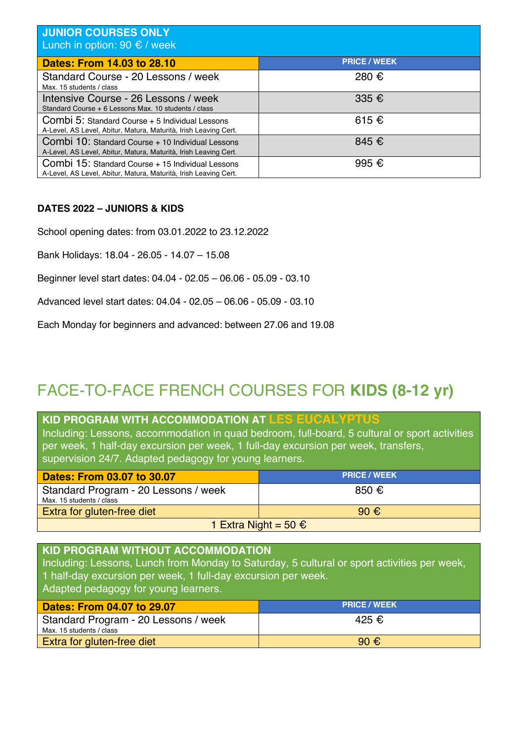| **JUNIOR COURSES ONLY**<br>Lunch in option: 90 € / week | |
|---|---|
| **Dates: From 14.03 to 28.10** | **PRICE / WEEK** |
| Standard Course - 20 Lessons / week<br>Max. 15 students / class | 280 € |
| Intensive Course - 26 Lessons / week<br>Standard Course + 6 Lessons Max. 10 students / class | 335 € |
| Combi 5: Standard Course + 5 Individual Lessons<br>A-Level, AS Level, Abitur, Matura, Maturità, Irish Leaving Cert. | 615 € |
| Combi 10: Standard Course + 10 Individual Lessons<br>A-Level, AS Level, Abitur, Matura, Maturità, Irish Leaving Cert. | 845 € |
| Combi 15: Standard Course + 15 Individual Lessons<br>A-Level, AS Level, Abitur, Matura, Maturità, Irish Leaving Cert. | 995 € |

**DATES 2022 – JUNIORS & KIDS**

School opening dates: from 03.01.2022 to 23.12.2022

Bank Holidays: 18.04 - 26.05 - 14.07 – 15.08

Beginner level start dates: 04.04 - 02.05 – 06.06 - 05.09 - 03.10

Advanced level start dates: 04.04 - 02.05 – 06.06 - 05.09 - 03.10

Each Monday for beginners and advanced: between 27.06 and 19.08

# FACE-TO-FACE FRENCH COURSES FOR **KIDS (8-12 yr)**

| **KID PROGRAM WITH ACCOMMODATION AT LES EUCALYPTUS**<br>Including: Lessons, accommodation in quad bedroom, full-board, 5 cultural or sport activities per week, 1 half-day excursion per week, 1 full-day excursion per week, transfers, supervision 24/7. Adapted pedagogy for young learners. | |
|---|---|
| **Dates: From 03.07 to 30.07** | **PRICE / WEEK** |
| Standard Program - 20 Lessons / week<br>Max. 15 students / class | 850 € |
| Extra for gluten-free diet | 90 € |
| 1 Extra Night = 50 € | |

| **KID PROGRAM WITHOUT ACCOMMODATION**<br>Including: Lessons, Lunch from Monday to Saturday, 5 cultural or sport activities per week, 1 half-day excursion per week, 1 full-day excursion per week.<br>Adapted pedagogy for young learners. | |
|---|---|
| **Dates: From 04.07 to 29.07** | **PRICE / WEEK** |
| Standard Program - 20 Lessons / week<br>Max. 15 students / class | 425 € |
| Extra for gluten-free diet | 90 € |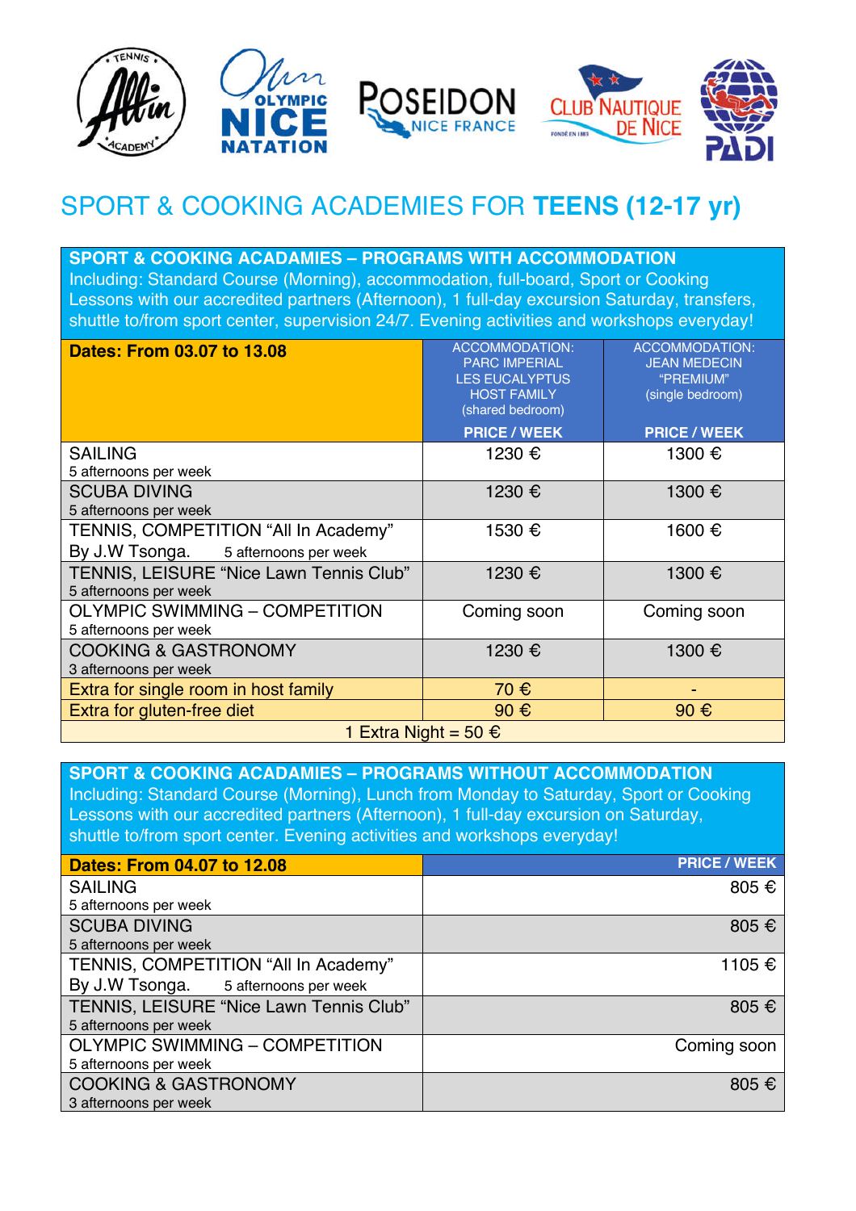# SPORT & COOKING ACADEMIES FOR **TEENS (12-17 yr)**

**SPORT & COOKING ACADAMIES – PROGRAMS WITH ACCOMMODATION**

Including: Standard Course (Morning), accommodation, full-board, Sport or Cooking Lessons with our accredited partners (Afternoon), 1 full-day excursion Saturday, transfers, shuttle to/from sport center, supervision 24/7. Evening activities and workshops everyday!

| **Dates: From 03.07 to 13.08** | ACCOMMODATION: PARC IMPERIAL LES EUCALYPTUS HOST FAMILY (shared bedroom) **PRICE / WEEK** | ACCOMMODATION: JEAN MEDECIN "PREMIUM" (single bedroom) **PRICE / WEEK** |
|---|---|---|
| SAILING<br>5 afternoons per week | 1230 € | 1300 € |
| SCUBA DIVING<br>5 afternoons per week | 1230 € | 1300 € |
| TENNIS, COMPETITION "All In Academy"<br>By J.W Tsonga. 5 afternoons per week | 1530 € | 1600 € |
| TENNIS, LEISURE "Nice Lawn Tennis Club"<br>5 afternoons per week | 1230 € | 1300 € |
| OLYMPIC SWIMMING – COMPETITION<br>5 afternoons per week | Coming soon | Coming soon |
| COOKING & GASTRONOMY<br>3 afternoons per week | 1230 € | 1300 € |
| Extra for single room in host family | 70 € | - |
| Extra for gluten-free diet | 90 € | 90 € |
| 1 Extra Night = 50 € | | |

**SPORT & COOKING ACADAMIES – PROGRAMS WITHOUT ACCOMMODATION**

Including: Standard Course (Morning), Lunch from Monday to Saturday, Sport or Cooking Lessons with our accredited partners (Afternoon), 1 full-day excursion on Saturday, shuttle to/from sport center. Evening activities and workshops everyday!

| **Dates: From 04.07 to 12.08** | **PRICE / WEEK** |
|---|---|
| SAILING<br>5 afternoons per week | 805 € |
| SCUBA DIVING<br>5 afternoons per week | 805 € |
| TENNIS, COMPETITION "All In Academy"<br>By J.W Tsonga. 5 afternoons per week | 1105 € |
| TENNIS, LEISURE "Nice Lawn Tennis Club"<br>5 afternoons per week | 805 € |
| OLYMPIC SWIMMING – COMPETITION<br>5 afternoons per week | Coming soon |
| COOKING & GASTRONOMY<br>3 afternoons per week | 805 € |